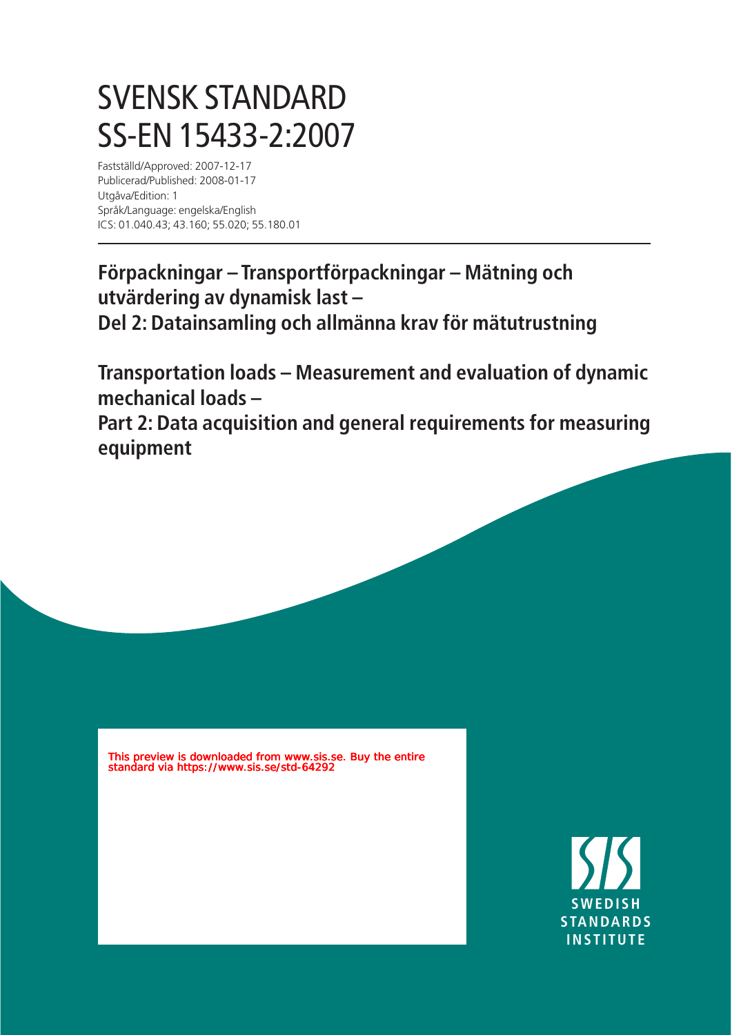# SVENSK STANDARD
# SS-EN 15433-2:2007

Fastställd/Approved: 2007-12-17
Publicerad/Published: 2008-01-17
Utgåva/Edition: 1
Språk/Language: engelska/English
ICS: 01.040.43; 43.160; 55.020; 55.180.01

**Förpackningar – Transportförpackningar – Mätning och utvärdering av dynamisk last –**
**Del 2: Datainsamling och allmänna krav för mätutrustning**

**Transportation loads – Measurement and evaluation of dynamic mechanical loads –**
**Part 2: Data acquisition and general requirements for measuring equipment**

This preview is downloaded from www.sis.se. Buy the entire standard via https://www.sis.se/std-64292

SWEDISH STANDARDS INSTITUTE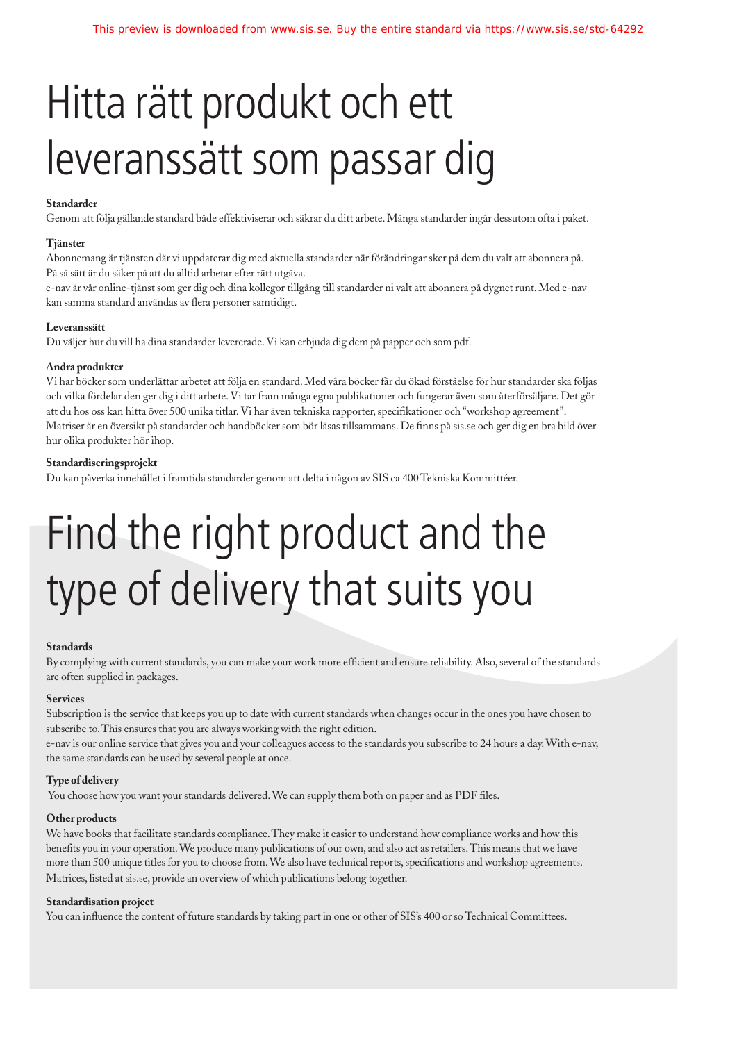# Hitta rätt produkt och ett leveranssätt som passar dig

**Standarder**

Genom att följa gällande standard både effektiviserar och säkrar du ditt arbete. Många standarder ingår dessutom ofta i paket.

**Tjänster**

Abonnemang är tjänsten där vi uppdaterar dig med aktuella standarder när förändringar sker på dem du valt att abonnera på. På så sätt är du säker på att du alltid arbetar efter rätt utgåva.

e-nav är vår online-tjänst som ger dig och dina kollegor tillgång till standarder ni valt att abonnera på dygnet runt. Med e-nav kan samma standard användas av flera personer samtidigt.

**Leveranssätt**

Du väljer hur du vill ha dina standarder levererade. Vi kan erbjuda dig dem på papper och som pdf.

**Andra produkter**

Vi har böcker som underlättar arbetet att följa en standard. Med våra böcker får du ökad förståelse för hur standarder ska följas och vilka fördelar den ger dig i ditt arbete. Vi tar fram många egna publikationer och fungerar även som återförsäljare. Det gör att du hos oss kan hitta över 500 unika titlar. Vi har även tekniska rapporter, specifikationer och "workshop agreement". Matriser är en översikt på standarder och handböcker som bör läsas tillsammans. De finns på sis.se och ger dig en bra bild över hur olika produkter hör ihop.

**Standardiseringsprojekt**

Du kan påverka innehållet i framtida standarder genom att delta i någon av SIS ca 400 Tekniska Kommittéer.

# Find the right product and the type of delivery that suits you

**Standards**

By complying with current standards, you can make your work more efficient and ensure reliability. Also, several of the standards are often supplied in packages.

**Services**

Subscription is the service that keeps you up to date with current standards when changes occur in the ones you have chosen to subscribe to. This ensures that you are always working with the right edition.

e-nav is our online service that gives you and your colleagues access to the standards you subscribe to 24 hours a day. With e-nav, the same standards can be used by several people at once.

**Type of delivery**

You choose how you want your standards delivered. We can supply them both on paper and as PDF files.

**Other products**

We have books that facilitate standards compliance. They make it easier to understand how compliance works and how this benefits you in your operation. We produce many publications of our own, and also act as retailers. This means that we have more than 500 unique titles for you to choose from. We also have technical reports, specifications and workshop agreements. Matrices, listed at sis.se, provide an overview of which publications belong together.

**Standardisation project**

You can influence the content of future standards by taking part in one or other of SIS's 400 or so Technical Committees.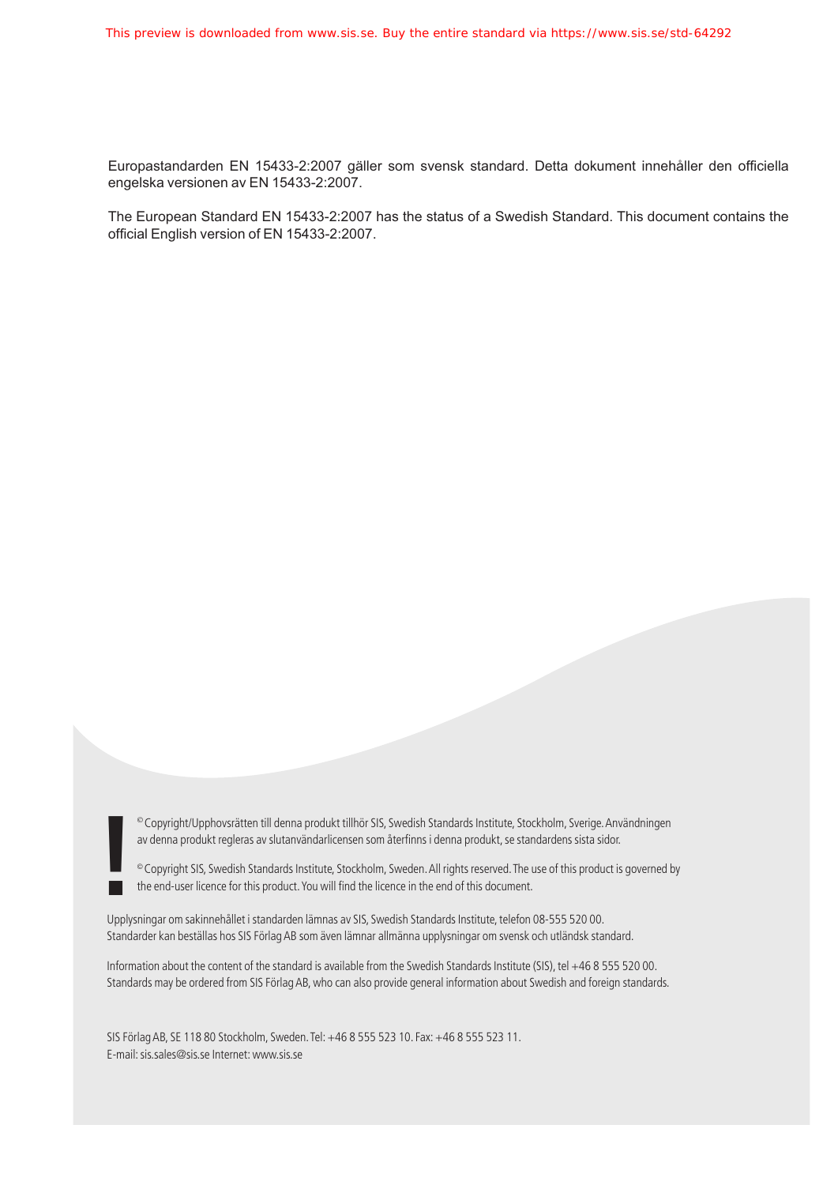Europastandarden EN 15433-2:2007 gäller som svensk standard. Detta dokument innehåller den officiella engelska versionen av EN 15433-2:2007.

The European Standard EN 15433-2:2007 has the status of a Swedish Standard. This document contains the official English version of EN 15433-2:2007.

© Copyright/Upphovsrätten till denna produkt tillhör SIS, Swedish Standards Institute, Stockholm, Sverige. Användningen av denna produkt regleras av slutanvändarlicensen som återfinns i denna produkt, se standardens sista sidor.

© Copyright SIS, Swedish Standards Institute, Stockholm, Sweden. All rights reserved. The use of this product is governed by the end-user licence for this product. You will find the licence in the end of this document.

Upplysningar om sakinnehållet i standarden lämnas av SIS, Swedish Standards Institute, telefon 08-555 520 00. Standarder kan beställas hos SIS Förlag AB som även lämnar allmänna upplysningar om svensk och utländsk standard.

Information about the content of the standard is available from the Swedish Standards Institute (SIS), tel +46 8 555 520 00. Standards may be ordered from SIS Förlag AB, who can also provide general information about Swedish and foreign standards.

SIS Förlag AB, SE 118 80 Stockholm, Sweden. Tel: +46 8 555 523 10. Fax: +46 8 555 523 11.
E-mail: sis.sales@sis.se Internet: www.sis.se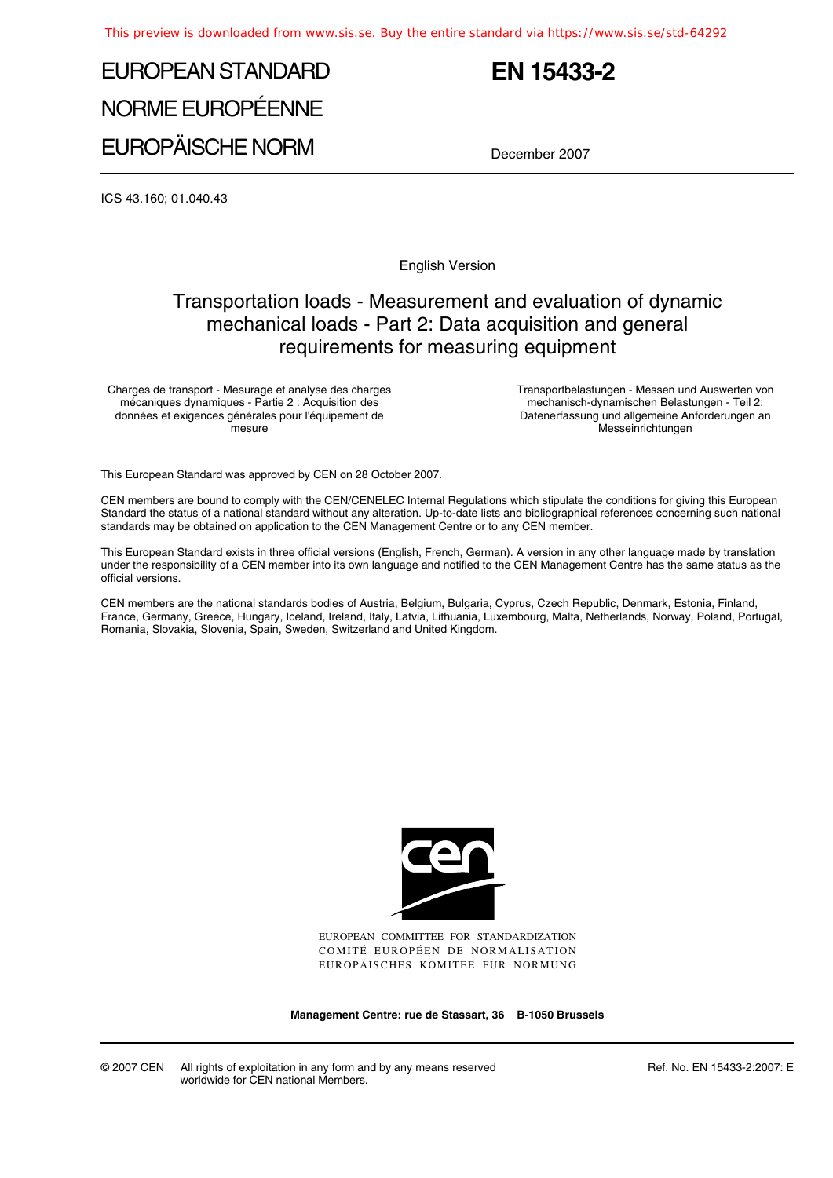This preview is downloaded from www.sis.se. Buy the entire standard via https://www.sis.se/std-64292

# EUROPEAN STANDARD
# NORME EUROPÉENNE
# EUROPÄISCHE NORM

# EN 15433-2

December 2007

ICS 43.160; 01.040.43

English Version

## Transportation loads - Measurement and evaluation of dynamic mechanical loads - Part 2: Data acquisition and general requirements for measuring equipment

Charges de transport - Mesurage et analyse des charges mécaniques dynamiques - Partie 2 : Acquisition des données et exigences générales pour l'équipement de mesure

Transportbelastungen - Messen und Auswerten von mechanisch-dynamischen Belastungen - Teil 2: Datenerfassung und allgemeine Anforderungen an Messeinrichtungen

This European Standard was approved by CEN on 28 October 2007.

CEN members are bound to comply with the CEN/CENELEC Internal Regulations which stipulate the conditions for giving this European Standard the status of a national standard without any alteration. Up-to-date lists and bibliographical references concerning such national standards may be obtained on application to the CEN Management Centre or to any CEN member.

This European Standard exists in three official versions (English, French, German). A version in any other language made by translation under the responsibility of a CEN member into its own language and notified to the CEN Management Centre has the same status as the official versions.

CEN members are the national standards bodies of Austria, Belgium, Bulgaria, Cyprus, Czech Republic, Denmark, Estonia, Finland, France, Germany, Greece, Hungary, Iceland, Ireland, Italy, Latvia, Lithuania, Luxembourg, Malta, Netherlands, Norway, Poland, Portugal, Romania, Slovakia, Slovenia, Spain, Sweden, Switzerland and United Kingdom.

EUROPEAN COMMITTEE FOR STANDARDIZATION
COMITÉ EUROPÉEN DE NORMALISATION
EUROPÄISCHES KOMITEE FÜR NORMUNG

**Management Centre: rue de Stassart, 36 B-1050 Brussels**

© 2007 CEN All rights of exploitation in any form and by any means reserved worldwide for CEN national Members.

Ref. No. EN 15433-2:2007: E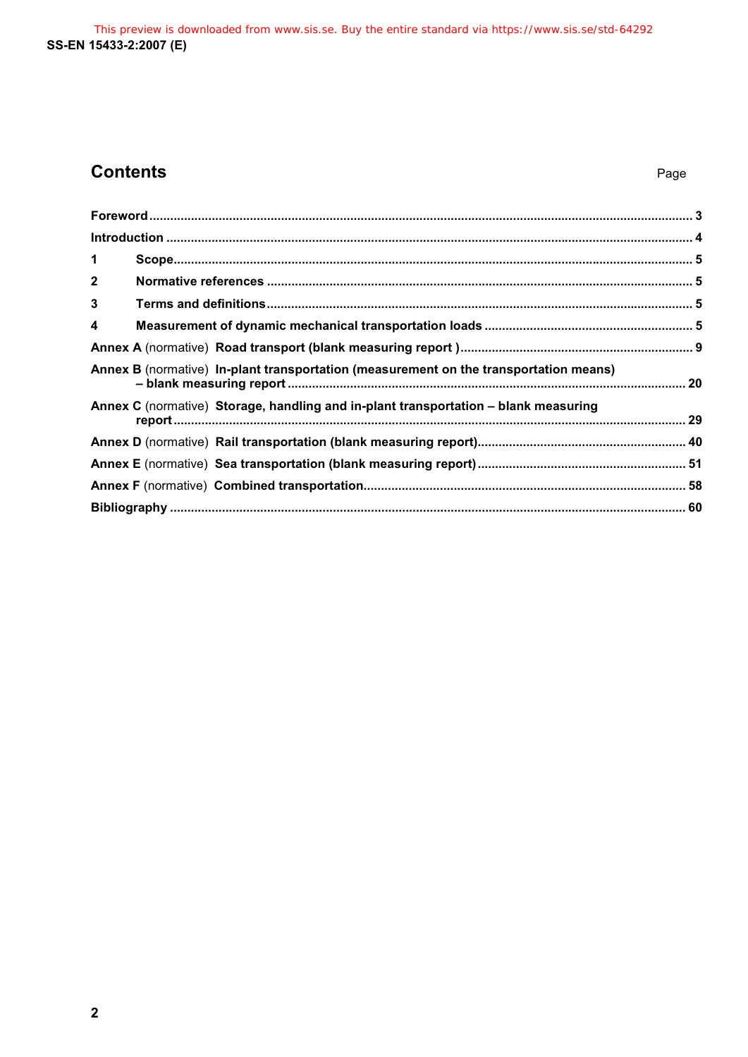# Contents

Page

**Foreword** ........................................................................................................................................... 3

**Introduction** ...................................................................................................................................... 4

**1 Scope** ............................................................................................................................................. 5

**2 Normative references** ................................................................................................................... 5

**3 Terms and definitions** ................................................................................................................... 5

**4 Measurement of dynamic mechanical transportation loads** .......................................................... 5

**Annex A** (normative) **Road transport (blank measuring report )** ....................................................... 9

**Annex B** (normative) **In-plant transportation (measurement on the transportation means) – blank measuring report** ............................................................................................................... 20

**Annex C** (normative) **Storage, handling and in-plant transportation – blank measuring report** ......................................................................................................................................... 29

**Annex D** (normative) **Rail transportation (blank measuring report)** .................................................. 40

**Annex E** (normative) **Sea transportation (blank measuring report)** ................................................... 51

**Annex F** (normative) **Combined transportation** .................................................................................. 58

**Bibliography** ........................................................................................................................................ 60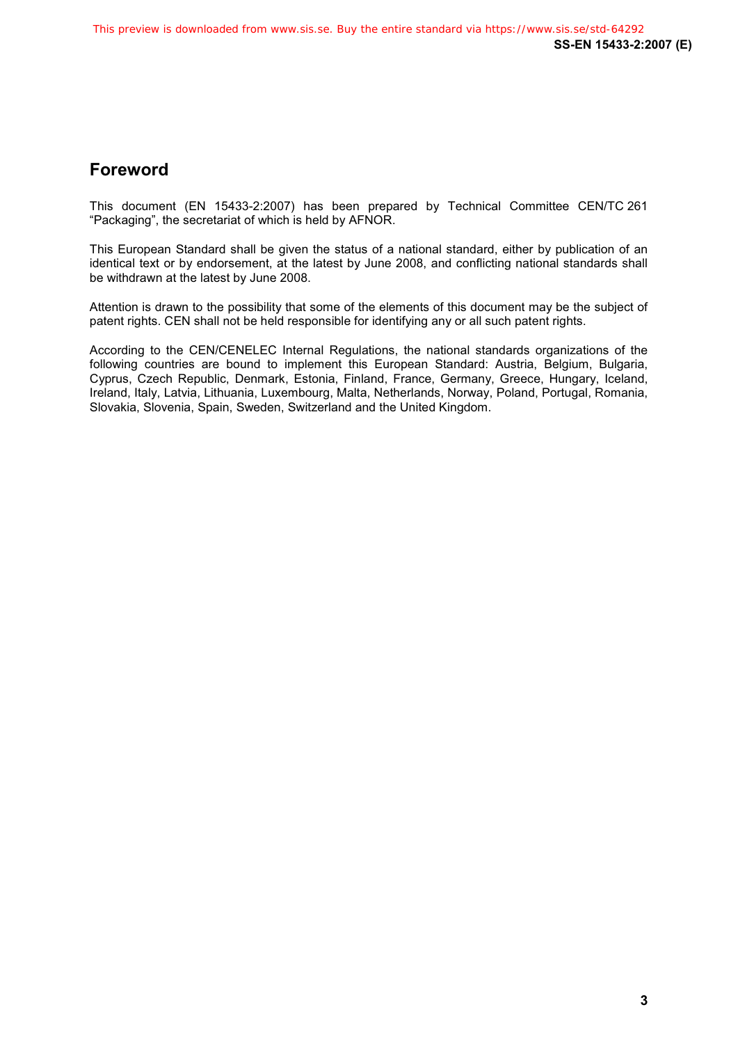## Foreword

This document (EN 15433-2:2007) has been prepared by Technical Committee CEN/TC 261 “Packaging”, the secretariat of which is held by AFNOR.

This European Standard shall be given the status of a national standard, either by publication of an identical text or by endorsement, at the latest by June 2008, and conflicting national standards shall be withdrawn at the latest by June 2008.

Attention is drawn to the possibility that some of the elements of this document may be the subject of patent rights. CEN shall not be held responsible for identifying any or all such patent rights.

According to the CEN/CENELEC Internal Regulations, the national standards organizations of the following countries are bound to implement this European Standard: Austria, Belgium, Bulgaria, Cyprus, Czech Republic, Denmark, Estonia, Finland, France, Germany, Greece, Hungary, Iceland, Ireland, Italy, Latvia, Lithuania, Luxembourg, Malta, Netherlands, Norway, Poland, Portugal, Romania, Slovakia, Slovenia, Spain, Sweden, Switzerland and the United Kingdom.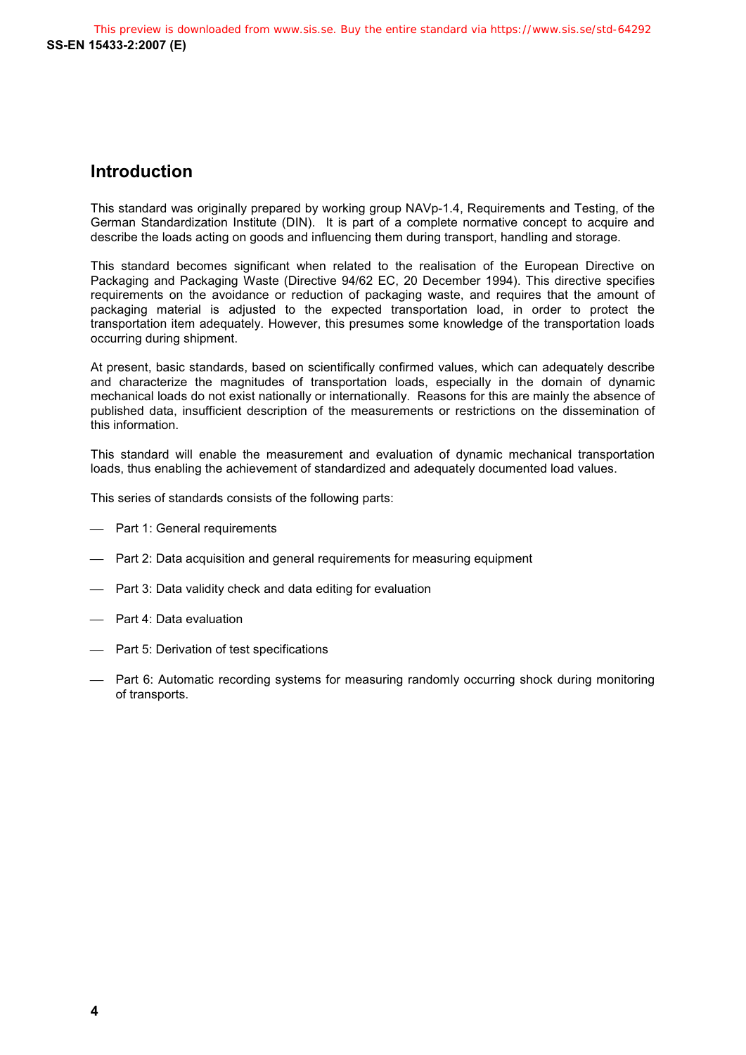# Introduction

This standard was originally prepared by working group NAVp-1.4, Requirements and Testing, of the German Standardization Institute (DIN). It is part of a complete normative concept to acquire and describe the loads acting on goods and influencing them during transport, handling and storage.

This standard becomes significant when related to the realisation of the European Directive on Packaging and Packaging Waste (Directive 94/62 EC, 20 December 1994). This directive specifies requirements on the avoidance or reduction of packaging waste, and requires that the amount of packaging material is adjusted to the expected transportation load, in order to protect the transportation item adequately. However, this presumes some knowledge of the transportation loads occurring during shipment.

At present, basic standards, based on scientifically confirmed values, which can adequately describe and characterize the magnitudes of transportation loads, especially in the domain of dynamic mechanical loads do not exist nationally or internationally. Reasons for this are mainly the absence of published data, insufficient description of the measurements or restrictions on the dissemination of this information.

This standard will enable the measurement and evaluation of dynamic mechanical transportation loads, thus enabling the achievement of standardized and adequately documented load values.

This series of standards consists of the following parts:

- Part 1: General requirements
- Part 2: Data acquisition and general requirements for measuring equipment
- Part 3: Data validity check and data editing for evaluation
- Part 4: Data evaluation
- Part 5: Derivation of test specifications
- Part 6: Automatic recording systems for measuring randomly occurring shock during monitoring of transports.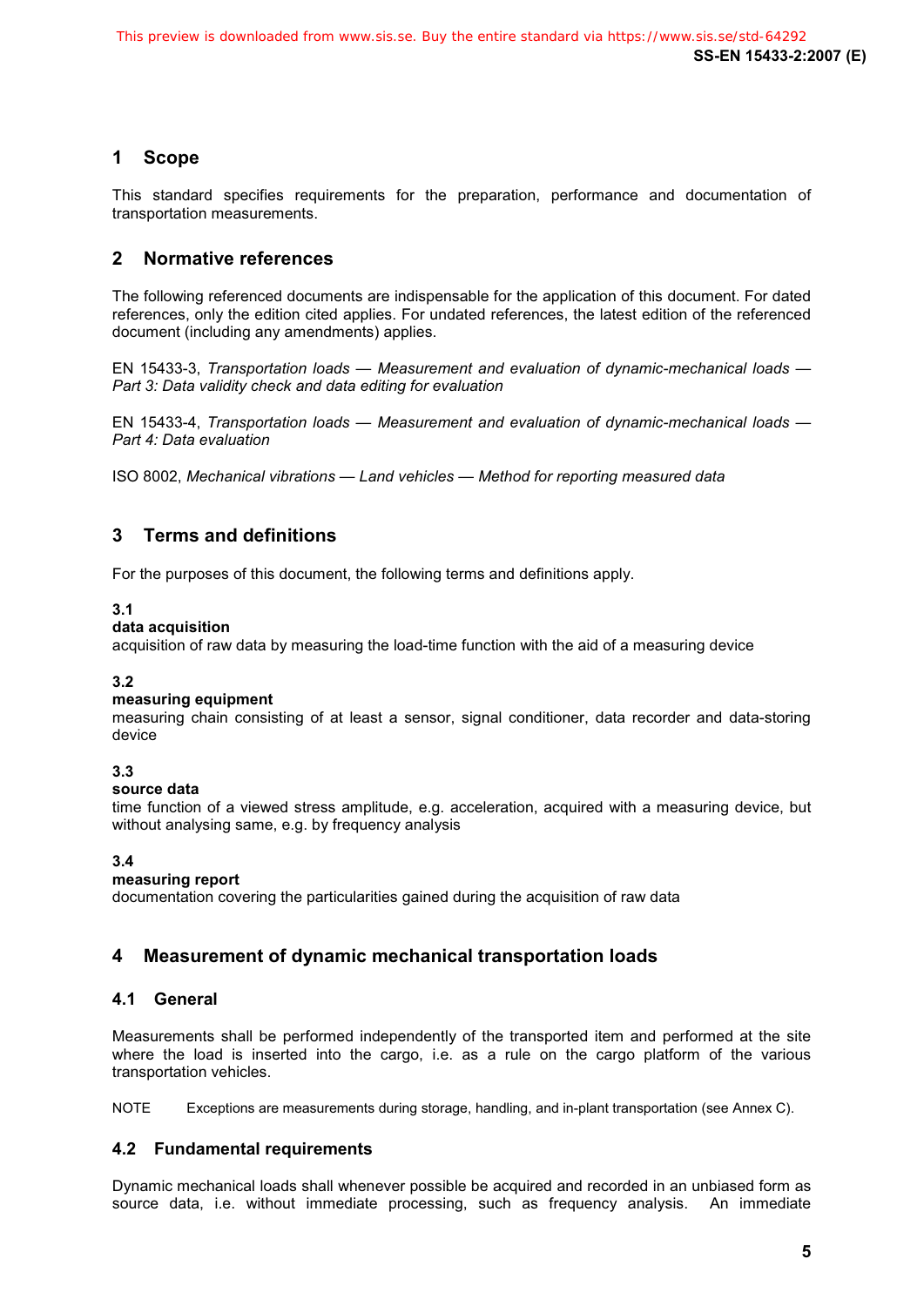## 1 Scope

This standard specifies requirements for the preparation, performance and documentation of transportation measurements.

## 2 Normative references

The following referenced documents are indispensable for the application of this document. For dated references, only the edition cited applies. For undated references, the latest edition of the referenced document (including any amendments) applies.

EN 15433-3, *Transportation loads — Measurement and evaluation of dynamic-mechanical loads — Part 3: Data validity check and data editing for evaluation*

EN 15433-4, *Transportation loads — Measurement and evaluation of dynamic-mechanical loads — Part 4: Data evaluation*

ISO 8002, *Mechanical vibrations — Land vehicles — Method for reporting measured data*

## 3 Terms and definitions

For the purposes of this document, the following terms and definitions apply.

**3.1**
**data acquisition**
acquisition of raw data by measuring the load-time function with the aid of a measuring device

**3.2**
**measuring equipment**
measuring chain consisting of at least a sensor, signal conditioner, data recorder and data-storing device

**3.3**
**source data**
time function of a viewed stress amplitude, e.g. acceleration, acquired with a measuring device, but without analysing same, e.g. by frequency analysis

**3.4**
**measuring report**
documentation covering the particularities gained during the acquisition of raw data

## 4 Measurement of dynamic mechanical transportation loads

### 4.1 General

Measurements shall be performed independently of the transported item and performed at the site where the load is inserted into the cargo, i.e. as a rule on the cargo platform of the various transportation vehicles.

NOTE Exceptions are measurements during storage, handling, and in-plant transportation (see Annex C).

### 4.2 Fundamental requirements

Dynamic mechanical loads shall whenever possible be acquired and recorded in an unbiased form as source data, i.e. without immediate processing, such as frequency analysis. An immediate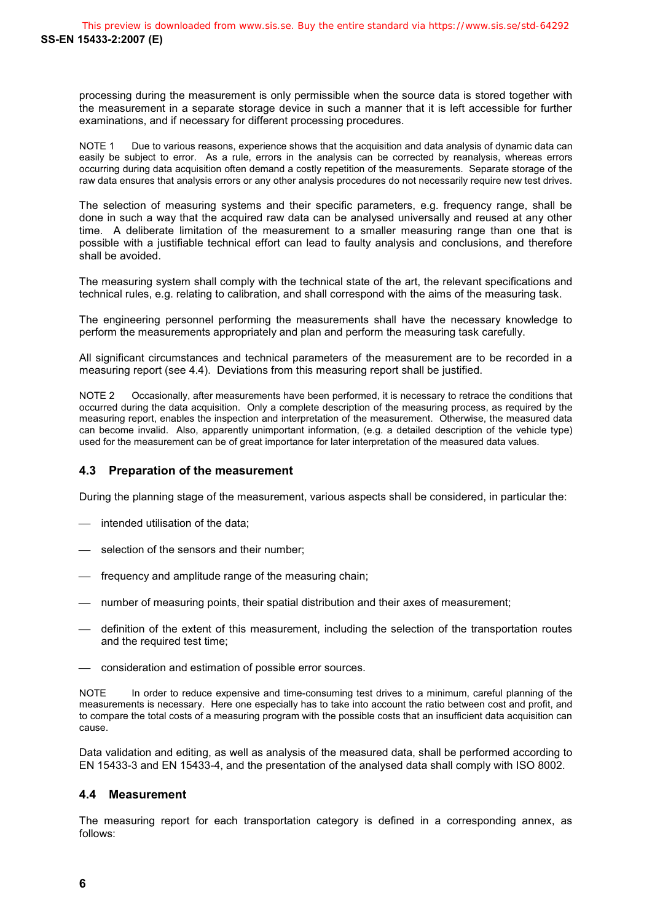processing during the measurement is only permissible when the source data is stored together with the measurement in a separate storage device in such a manner that it is left accessible for further examinations, and if necessary for different processing procedures.

NOTE 1 Due to various reasons, experience shows that the acquisition and data analysis of dynamic data can easily be subject to error. As a rule, errors in the analysis can be corrected by reanalysis, whereas errors occurring during data acquisition often demand a costly repetition of the measurements. Separate storage of the raw data ensures that analysis errors or any other analysis procedures do not necessarily require new test drives.

The selection of measuring systems and their specific parameters, e.g. frequency range, shall be done in such a way that the acquired raw data can be analysed universally and reused at any other time. A deliberate limitation of the measurement to a smaller measuring range than one that is possible with a justifiable technical effort can lead to faulty analysis and conclusions, and therefore shall be avoided.

The measuring system shall comply with the technical state of the art, the relevant specifications and technical rules, e.g. relating to calibration, and shall correspond with the aims of the measuring task.

The engineering personnel performing the measurements shall have the necessary knowledge to perform the measurements appropriately and plan and perform the measuring task carefully.

All significant circumstances and technical parameters of the measurement are to be recorded in a measuring report (see 4.4). Deviations from this measuring report shall be justified.

NOTE 2 Occasionally, after measurements have been performed, it is necessary to retrace the conditions that occurred during the data acquisition. Only a complete description of the measuring process, as required by the measuring report, enables the inspection and interpretation of the measurement. Otherwise, the measured data can become invalid. Also, apparently unimportant information, (e.g. a detailed description of the vehicle type) used for the measurement can be of great importance for later interpretation of the measured data values.

## 4.3 Preparation of the measurement

During the planning stage of the measurement, various aspects shall be considered, in particular the:

- intended utilisation of the data;
- selection of the sensors and their number;
- frequency and amplitude range of the measuring chain;
- number of measuring points, their spatial distribution and their axes of measurement;
- definition of the extent of this measurement, including the selection of the transportation routes and the required test time;
- consideration and estimation of possible error sources.

NOTE In order to reduce expensive and time-consuming test drives to a minimum, careful planning of the measurements is necessary. Here one especially has to take into account the ratio between cost and profit, and to compare the total costs of a measuring program with the possible costs that an insufficient data acquisition can cause.

Data validation and editing, as well as analysis of the measured data, shall be performed according to EN 15433-3 and EN 15433-4, and the presentation of the analysed data shall comply with ISO 8002.

## 4.4 Measurement

The measuring report for each transportation category is defined in a corresponding annex, as follows: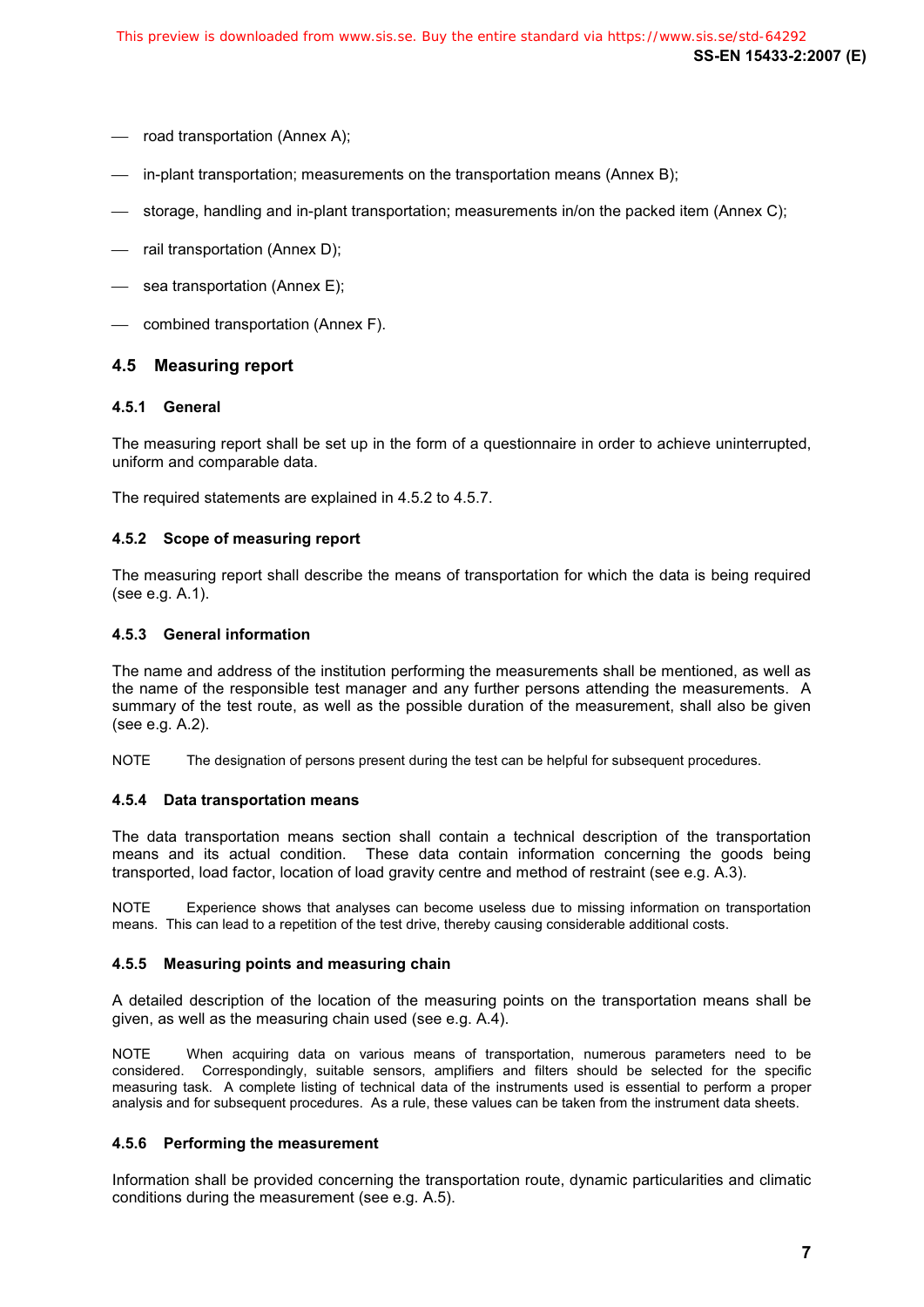- road transportation (Annex A);
- in-plant transportation; measurements on the transportation means (Annex B);
- storage, handling and in-plant transportation; measurements in/on the packed item (Annex C);
- rail transportation (Annex D);
- sea transportation (Annex E);
- combined transportation (Annex F).

### 4.5 Measuring report

#### 4.5.1 General

The measuring report shall be set up in the form of a questionnaire in order to achieve uninterrupted, uniform and comparable data.

The required statements are explained in 4.5.2 to 4.5.7.

#### 4.5.2 Scope of measuring report

The measuring report shall describe the means of transportation for which the data is being required (see e.g. A.1).

#### 4.5.3 General information

The name and address of the institution performing the measurements shall be mentioned, as well as the name of the responsible test manager and any further persons attending the measurements. A summary of the test route, as well as the possible duration of the measurement, shall also be given (see e.g. A.2).

NOTE The designation of persons present during the test can be helpful for subsequent procedures.

#### 4.5.4 Data transportation means

The data transportation means section shall contain a technical description of the transportation means and its actual condition. These data contain information concerning the goods being transported, load factor, location of load gravity centre and method of restraint (see e.g. A.3).

NOTE Experience shows that analyses can become useless due to missing information on transportation means. This can lead to a repetition of the test drive, thereby causing considerable additional costs.

#### 4.5.5 Measuring points and measuring chain

A detailed description of the location of the measuring points on the transportation means shall be given, as well as the measuring chain used (see e.g. A.4).

NOTE When acquiring data on various means of transportation, numerous parameters need to be considered. Correspondingly, suitable sensors, amplifiers and filters should be selected for the specific measuring task. A complete listing of technical data of the instruments used is essential to perform a proper analysis and for subsequent procedures. As a rule, these values can be taken from the instrument data sheets.

#### 4.5.6 Performing the measurement

Information shall be provided concerning the transportation route, dynamic particularities and climatic conditions during the measurement (see e.g. A.5).